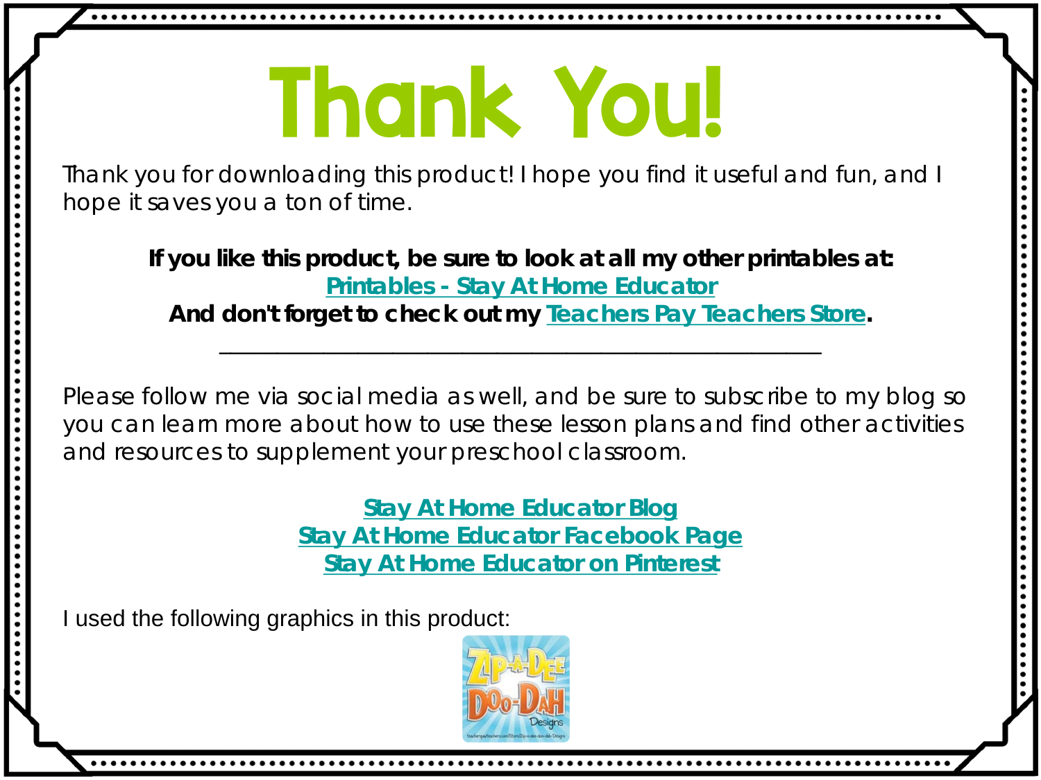# Thank You!

Thank you for downloading this product! I hope you find it useful and fun, and I hope it saves you a ton of time.

**If you like this product, be sure to look at all my other printables at:**
**Printables - Stay At Home Educator**
**And don't forget to check out my Teachers Pay Teachers Store.**

---

Please follow me via social media as well, and be sure to subscribe to my blog so you can learn more about how to use these lesson plans and find other activities and resources to supplement your preschool classroom.

**Stay At Home Educator Blog**
**Stay At Home Educator Facebook Page**
**Stay At Home Educator on Pinterest**

I used the following graphics in this product: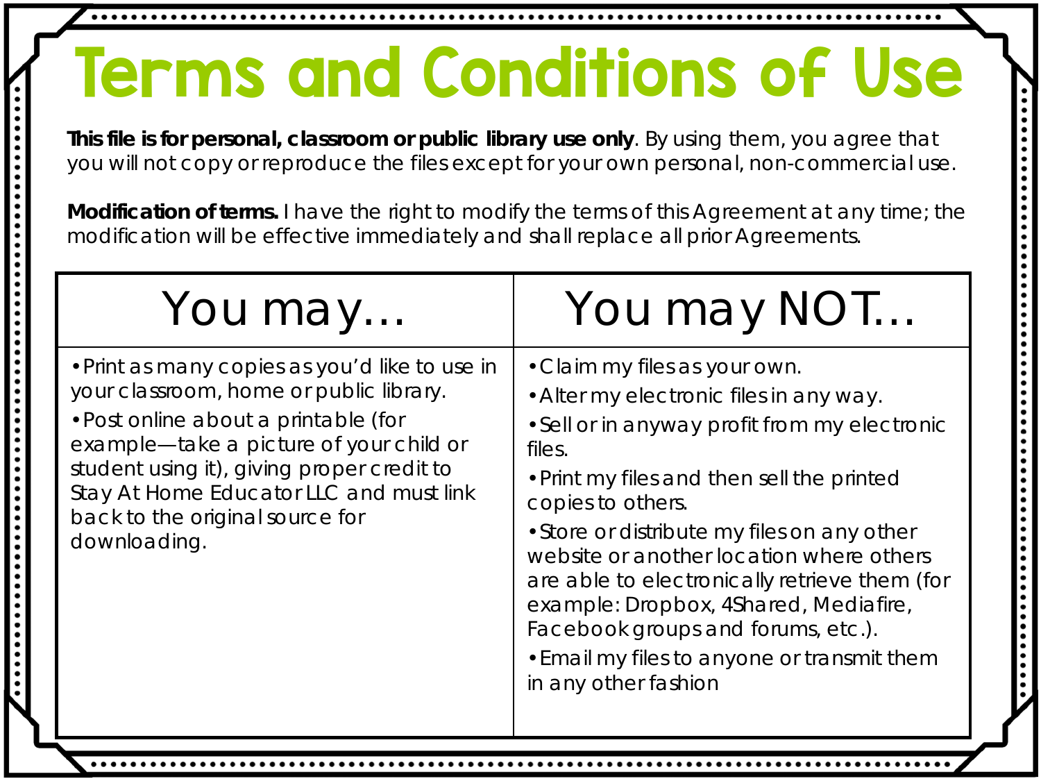# Terms and Conditions of Use

**This file is for personal, classroom or public library use only**. By using them, you agree that you will not copy or reproduce the files except for your own personal, non-commercial use.

**Modification of terms.** I have the right to modify the terms of this Agreement at any time; the modification will be effective immediately and shall replace all prior Agreements.

| You may… | You may NOT… |
| --- | --- |
| • Print as many copies as you'd like to use in your classroom, home or public library.<br>• Post online about a printable (for example—take a picture of your child or student using it), giving proper credit to Stay At Home Educator LLC and must link back to the original source for downloading. | • Claim my files as your own.<br>• Alter my electronic files in any way.<br>• Sell or in anyway profit from my electronic files.<br>• Print my files and then sell the printed copies to others.<br>• Store or distribute my files on any other website or another location where others are able to electronically retrieve them (for example: Dropbox, 4Shared, Mediafire, Facebook groups and forums, etc.).<br>• Email my files to anyone or transmit them in any other fashion |